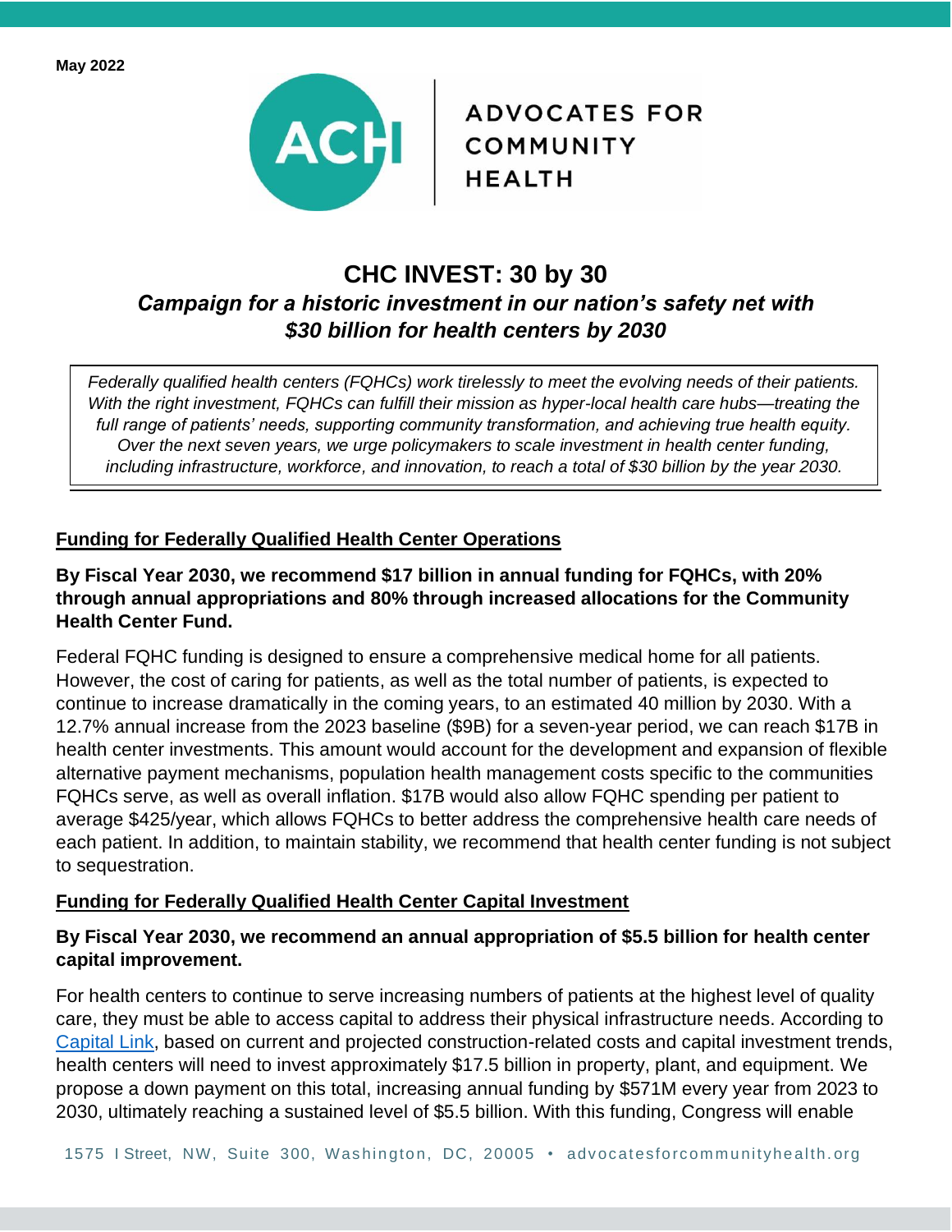May 2022

ADVOCATES FOR COMMUNITY HEALTH

# CHC INVEST: 30 by 30

## *Campaign for a historic investment in our nation's safety net with $30 billion for health centers by 2030*

*Federally qualified health centers (FQHCs) work tirelessly to meet the evolving needs of their patients. With the right investment, FQHCs can fulfill their mission as hyper-local health care hubs—treating the full range of patients' needs, supporting community transformation, and achieving true health equity. Over the next seven years, we urge policymakers to scale investment in health center funding, including infrastructure, workforce, and innovation, to reach a total of $30 billion by the year 2030.*

### Funding for Federally Qualified Health Center Operations

**By Fiscal Year 2030, we recommend $17 billion in annual funding for FQHCs, with 20% through annual appropriations and 80% through increased allocations for the Community Health Center Fund.**

Federal FQHC funding is designed to ensure a comprehensive medical home for all patients. However, the cost of caring for patients, as well as the total number of patients, is expected to continue to increase dramatically in the coming years, to an estimated 40 million by 2030. With a 12.7% annual increase from the 2023 baseline ($9B) for a seven-year period, we can reach $17B in health center investments. This amount would account for the development and expansion of flexible alternative payment mechanisms, population health management costs specific to the communities FQHCs serve, as well as overall inflation. $17B would also allow FQHC spending per patient to average $425/year, which allows FQHCs to better address the comprehensive health care needs of each patient. In addition, to maintain stability, we recommend that health center funding is not subject to sequestration.

### Funding for Federally Qualified Health Center Capital Investment

**By Fiscal Year 2030, we recommend an annual appropriation of $5.5 billion for health center capital improvement.**

For health centers to continue to serve increasing numbers of patients at the highest level of quality care, they must be able to access capital to address their physical infrastructure needs. According to Capital Link, based on current and projected construction-related costs and capital investment trends, health centers will need to invest approximately $17.5 billion in property, plant, and equipment. We propose a down payment on this total, increasing annual funding by $571M every year from 2023 to 2030, ultimately reaching a sustained level of $5.5 billion. With this funding, Congress will enable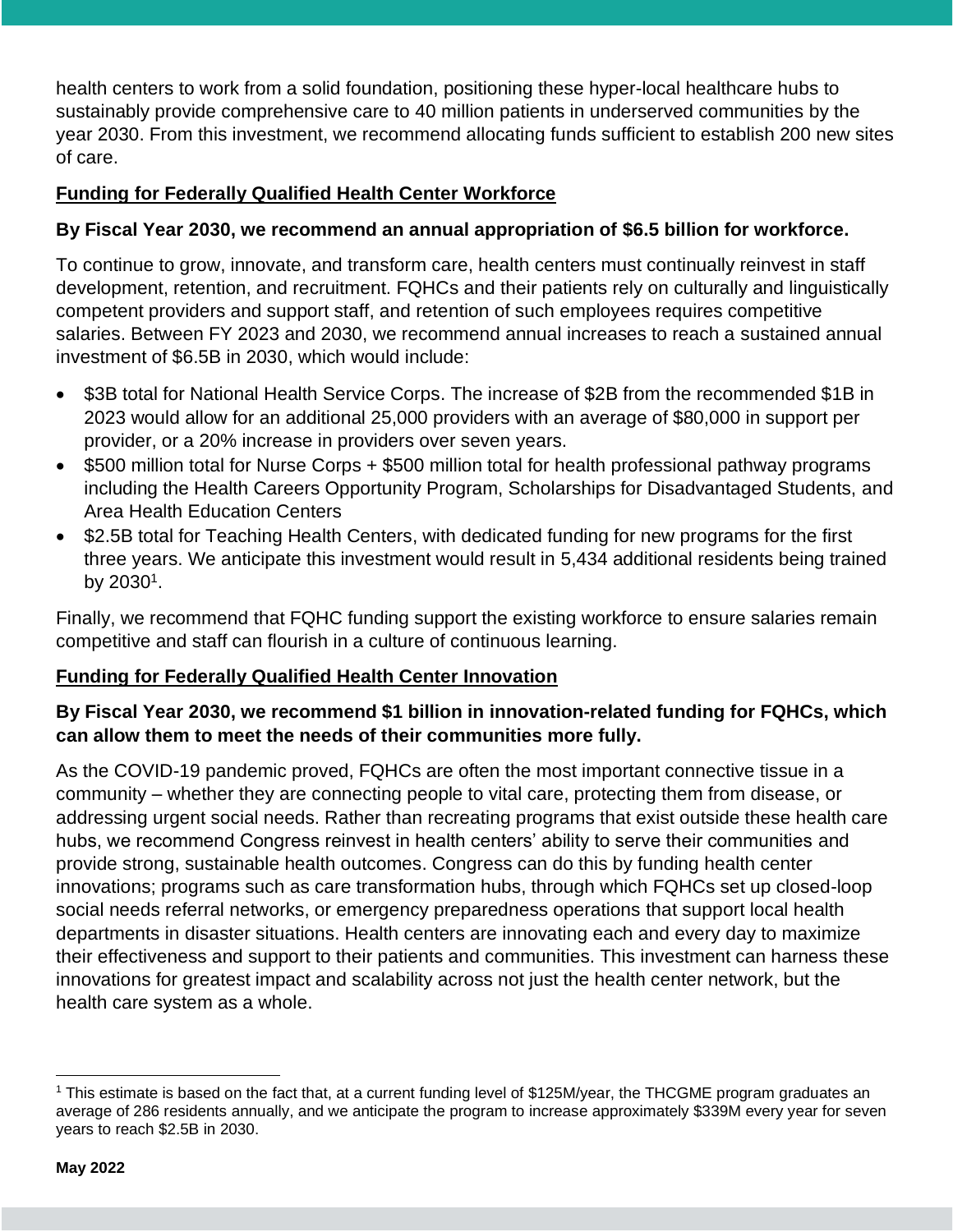health centers to work from a solid foundation, positioning these hyper-local healthcare hubs to sustainably provide comprehensive care to 40 million patients in underserved communities by the year 2030. From this investment, we recommend allocating funds sufficient to establish 200 new sites of care.

## Funding for Federally Qualified Health Center Workforce

**By Fiscal Year 2030, we recommend an annual appropriation of $6.5 billion for workforce.**

To continue to grow, innovate, and transform care, health centers must continually reinvest in staff development, retention, and recruitment. FQHCs and their patients rely on culturally and linguistically competent providers and support staff, and retention of such employees requires competitive salaries. Between FY 2023 and 2030, we recommend annual increases to reach a sustained annual investment of $6.5B in 2030, which would include:

- $3B total for National Health Service Corps. The increase of $2B from the recommended $1B in 2023 would allow for an additional 25,000 providers with an average of $80,000 in support per provider, or a 20% increase in providers over seven years.
- $500 million total for Nurse Corps + $500 million total for health professional pathway programs including the Health Careers Opportunity Program, Scholarships for Disadvantaged Students, and Area Health Education Centers
- $2.5B total for Teaching Health Centers, with dedicated funding for new programs for the first three years. We anticipate this investment would result in 5,434 additional residents being trained by 2030[1].

Finally, we recommend that FQHC funding support the existing workforce to ensure salaries remain competitive and staff can flourish in a culture of continuous learning.

## Funding for Federally Qualified Health Center Innovation

**By Fiscal Year 2030, we recommend $1 billion in innovation-related funding for FQHCs, which can allow them to meet the needs of their communities more fully.**

As the COVID-19 pandemic proved, FQHCs are often the most important connective tissue in a community – whether they are connecting people to vital care, protecting them from disease, or addressing urgent social needs. Rather than recreating programs that exist outside these health care hubs, we recommend Congress reinvest in health centers' ability to serve their communities and provide strong, sustainable health outcomes. Congress can do this by funding health center innovations; programs such as care transformation hubs, through which FQHCs set up closed-loop social needs referral networks, or emergency preparedness operations that support local health departments in disaster situations. Health centers are innovating each and every day to maximize their effectiveness and support to their patients and communities. This investment can harness these innovations for greatest impact and scalability across not just the health center network, but the health care system as a whole.

[1] This estimate is based on the fact that, at a current funding level of $125M/year, the THCGME program graduates an average of 286 residents annually, and we anticipate the program to increase approximately $339M every year for seven years to reach $2.5B in 2030.

**May 2022**